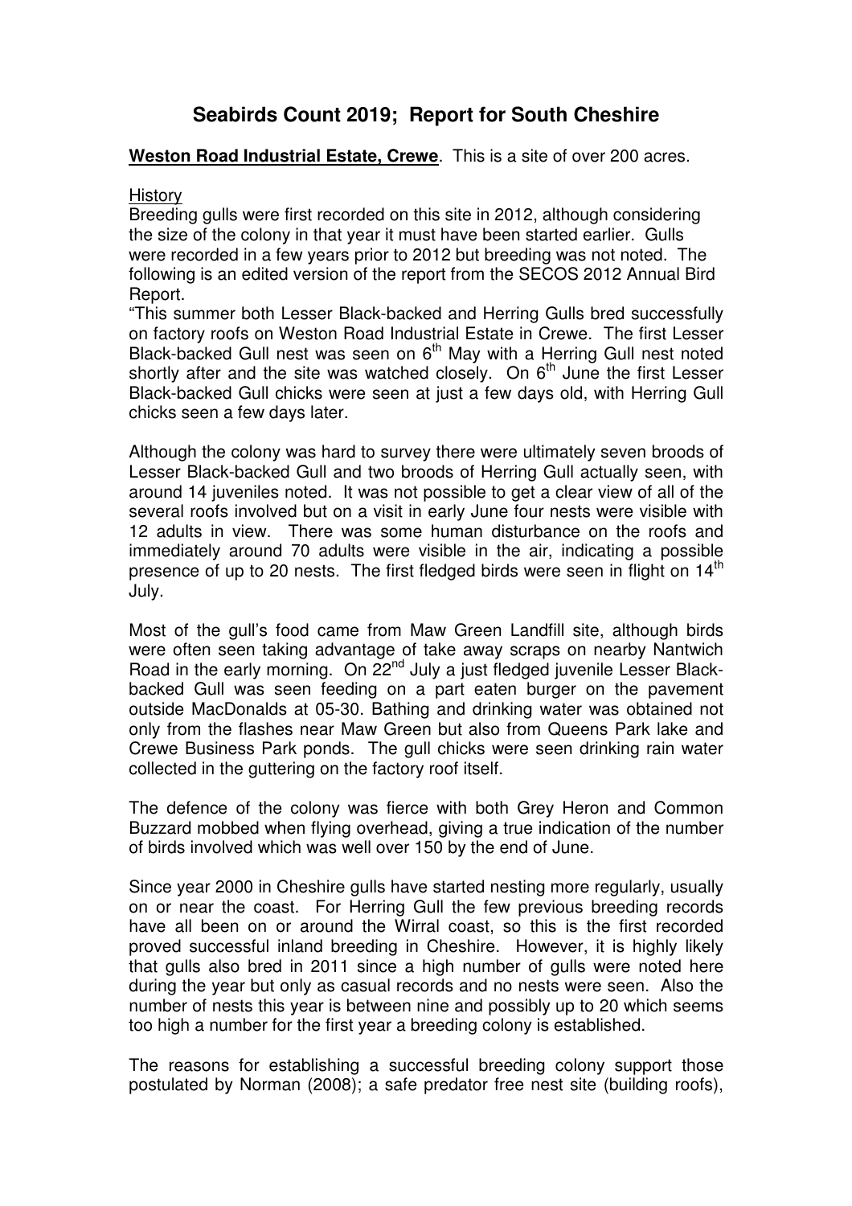# Seabirds Count 2019; Report for South Cheshire

**Weston Road Industrial Estate, Crewe**. This is a site of over 200 acres.

History

Breeding gulls were first recorded on this site in 2012, although considering the size of the colony in that year it must have been started earlier. Gulls were recorded in a few years prior to 2012 but breeding was not noted. The following is an edited version of the report from the SECOS 2012 Annual Bird Report.

"This summer both Lesser Black-backed and Herring Gulls bred successfully on factory roofs on Weston Road Industrial Estate in Crewe. The first Lesser Black-backed Gull nest was seen on 6th May with a Herring Gull nest noted shortly after and the site was watched closely. On 6th June the first Lesser Black-backed Gull chicks were seen at just a few days old, with Herring Gull chicks seen a few days later.

Although the colony was hard to survey there were ultimately seven broods of Lesser Black-backed Gull and two broods of Herring Gull actually seen, with around 14 juveniles noted. It was not possible to get a clear view of all of the several roofs involved but on a visit in early June four nests were visible with 12 adults in view. There was some human disturbance on the roofs and immediately around 70 adults were visible in the air, indicating a possible presence of up to 20 nests. The first fledged birds were seen in flight on 14th July.

Most of the gull's food came from Maw Green Landfill site, although birds were often seen taking advantage of take away scraps on nearby Nantwich Road in the early morning. On 22nd July a just fledged juvenile Lesser Black-backed Gull was seen feeding on a part eaten burger on the pavement outside MacDonalds at 05-30. Bathing and drinking water was obtained not only from the flashes near Maw Green but also from Queens Park lake and Crewe Business Park ponds. The gull chicks were seen drinking rain water collected in the guttering on the factory roof itself.

The defence of the colony was fierce with both Grey Heron and Common Buzzard mobbed when flying overhead, giving a true indication of the number of birds involved which was well over 150 by the end of June.

Since year 2000 in Cheshire gulls have started nesting more regularly, usually on or near the coast. For Herring Gull the few previous breeding records have all been on or around the Wirral coast, so this is the first recorded proved successful inland breeding in Cheshire. However, it is highly likely that gulls also bred in 2011 since a high number of gulls were noted here during the year but only as casual records and no nests were seen. Also the number of nests this year is between nine and possibly up to 20 which seems too high a number for the first year a breeding colony is established.

The reasons for establishing a successful breeding colony support those postulated by Norman (2008); a safe predator free nest site (building roofs),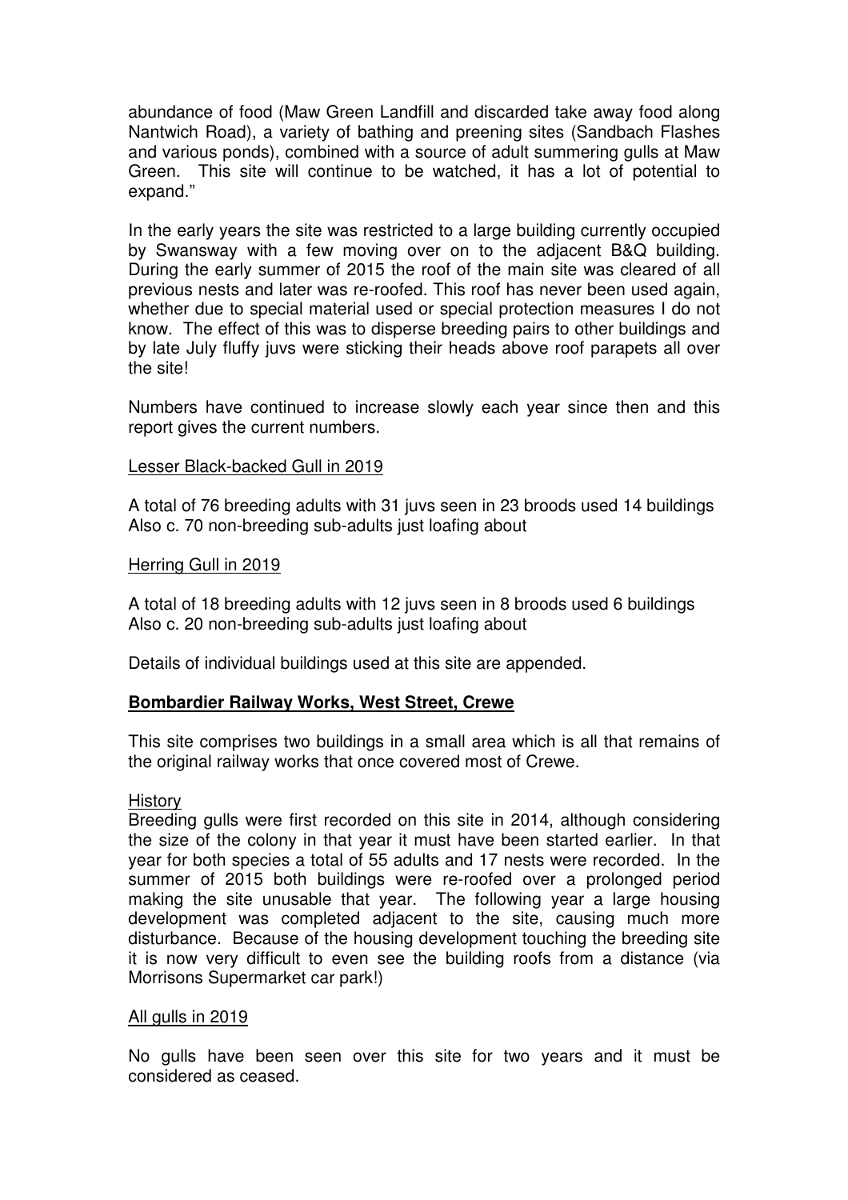abundance of food (Maw Green Landfill and discarded take away food along Nantwich Road), a variety of bathing and preening sites (Sandbach Flashes and various ponds), combined with a source of adult summering gulls at Maw Green. This site will continue to be watched, it has a lot of potential to expand."

In the early years the site was restricted to a large building currently occupied by Swansway with a few moving over on to the adjacent B&Q building. During the early summer of 2015 the roof of the main site was cleared of all previous nests and later was re-roofed. This roof has never been used again, whether due to special material used or special protection measures I do not know. The effect of this was to disperse breeding pairs to other buildings and by late July fluffy juvs were sticking their heads above roof parapets all over the site!

Numbers have continued to increase slowly each year since then and this report gives the current numbers.

<u>Lesser Black-backed Gull in 2019</u>

A total of 76 breeding adults with 31 juvs seen in 23 broods used 14 buildings
Also c. 70 non-breeding sub-adults just loafing about

<u>Herring Gull in 2019</u>

A total of 18 breeding adults with 12 juvs seen in 8 broods used 6 buildings
Also c. 20 non-breeding sub-adults just loafing about

Details of individual buildings used at this site are appended.

## Bombardier Railway Works, West Street, Crewe

This site comprises two buildings in a small area which is all that remains of the original railway works that once covered most of Crewe.

<u>History</u>

Breeding gulls were first recorded on this site in 2014, although considering the size of the colony in that year it must have been started earlier. In that year for both species a total of 55 adults and 17 nests were recorded. In the summer of 2015 both buildings were re-roofed over a prolonged period making the site unusable that year. The following year a large housing development was completed adjacent to the site, causing much more disturbance. Because of the housing development touching the breeding site it is now very difficult to even see the building roofs from a distance (via Morrisons Supermarket car park!)

<u>All gulls in 2019</u>

No gulls have been seen over this site for two years and it must be considered as ceased.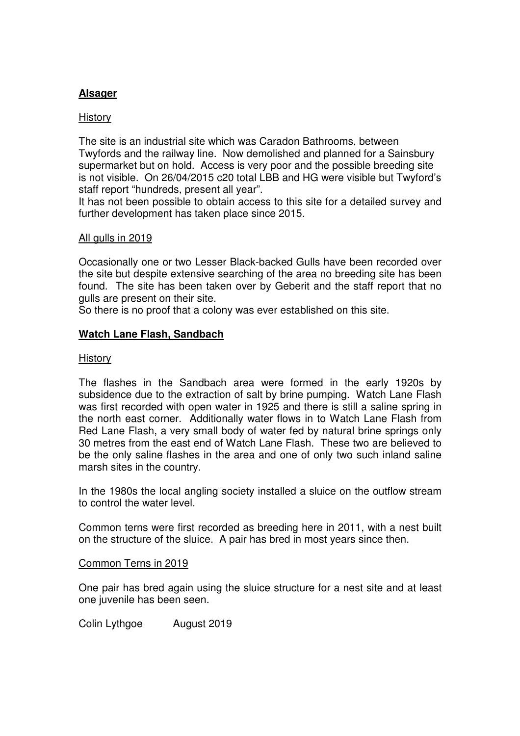## **Alsager**

History

The site is an industrial site which was Caradon Bathrooms, between Twyfords and the railway line. Now demolished and planned for a Sainsbury supermarket but on hold. Access is very poor and the possible breeding site is not visible. On 26/04/2015 c20 total LBB and HG were visible but Twyford's staff report "hundreds, present all year".

It has not been possible to obtain access to this site for a detailed survey and further development has taken place since 2015.

All gulls in 2019

Occasionally one or two Lesser Black-backed Gulls have been recorded over the site but despite extensive searching of the area no breeding site has been found. The site has been taken over by Geberit and the staff report that no gulls are present on their site.

So there is no proof that a colony was ever established on this site.

## **Watch Lane Flash, Sandbach**

History

The flashes in the Sandbach area were formed in the early 1920s by subsidence due to the extraction of salt by brine pumping. Watch Lane Flash was first recorded with open water in 1925 and there is still a saline spring in the north east corner. Additionally water flows in to Watch Lane Flash from Red Lane Flash, a very small body of water fed by natural brine springs only 30 metres from the east end of Watch Lane Flash. These two are believed to be the only saline flashes in the area and one of only two such inland saline marsh sites in the country.

In the 1980s the local angling society installed a sluice on the outflow stream to control the water level.

Common terns were first recorded as breeding here in 2011, with a nest built on the structure of the sluice. A pair has bred in most years since then.

Common Terns in 2019

One pair has bred again using the sluice structure for a nest site and at least one juvenile has been seen.

Colin Lythgoe August 2019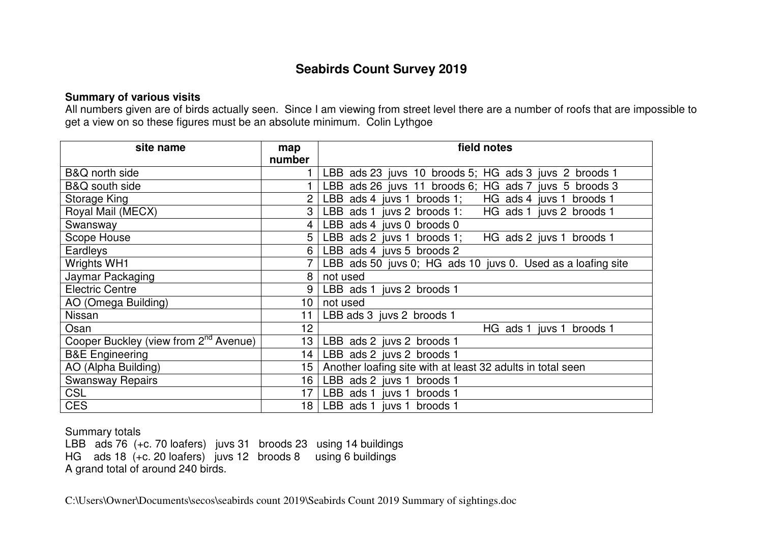# Seabirds Count Survey 2019

**Summary of various visits**

All numbers given are of birds actually seen. Since I am viewing from street level there are a number of roofs that are impossible to get a view on so these figures must be an absolute minimum. Colin Lythgoe

| site name | map number | field notes |
|---|---|---|
| B&Q north side | 1 | LBB ads 23 juvs 10 broods 5; HG ads 3 juvs 2 broods 1 |
| B&Q south side | 1 | LBB ads 26 juvs 11 broods 6; HG ads 7 juvs 5 broods 3 |
| Storage King | 2 | LBB ads 4 juvs 1 broods 1; HG ads 4 juvs 1 broods 1 |
| Royal Mail (MECX) | 3 | LBB ads 1 juvs 2 broods 1: HG ads 1 juvs 2 broods 1 |
| Swansway | 4 | LBB ads 4 juvs 0 broods 0 |
| Scope House | 5 | LBB ads 2 juvs 1 broods 1; HG ads 2 juvs 1 broods 1 |
| Eardleys | 6 | LBB ads 4 juvs 5 broods 2 |
| Wrights WH1 | 7 | LBB ads 50 juvs 0; HG ads 10 juvs 0. Used as a loafing site |
| Jaymar Packaging | 8 | not used |
| Electric Centre | 9 | LBB ads 1 juvs 2 broods 1 |
| AO (Omega Building) | 10 | not used |
| Nissan | 11 | LBB ads 3 juvs 2 broods 1 |
| Osan | 12 | HG ads 1 juvs 1 broods 1 |
| Cooper Buckley (view from 2nd Avenue) | 13 | LBB ads 2 juvs 2 broods 1 |
| B&E Engineering | 14 | LBB ads 2 juvs 2 broods 1 |
| AO (Alpha Building) | 15 | Another loafing site with at least 32 adults in total seen |
| Swansway Repairs | 16 | LBB ads 2 juvs 1 broods 1 |
| CSL | 17 | LBB ads 1 juvs 1 broods 1 |
| CES | 18 | LBB ads 1 juvs 1 broods 1 |

Summary totals

LBB ads 76 (+c. 70 loafers) juvs 31 broods 23 using 14 buildings
HG ads 18 (+c. 20 loafers) juvs 12 broods 8 using 6 buildings
A grand total of around 240 birds.

C:\Users\Owner\Documents\secos\seabirds count 2019\Seabirds Count 2019 Summary of sightings.doc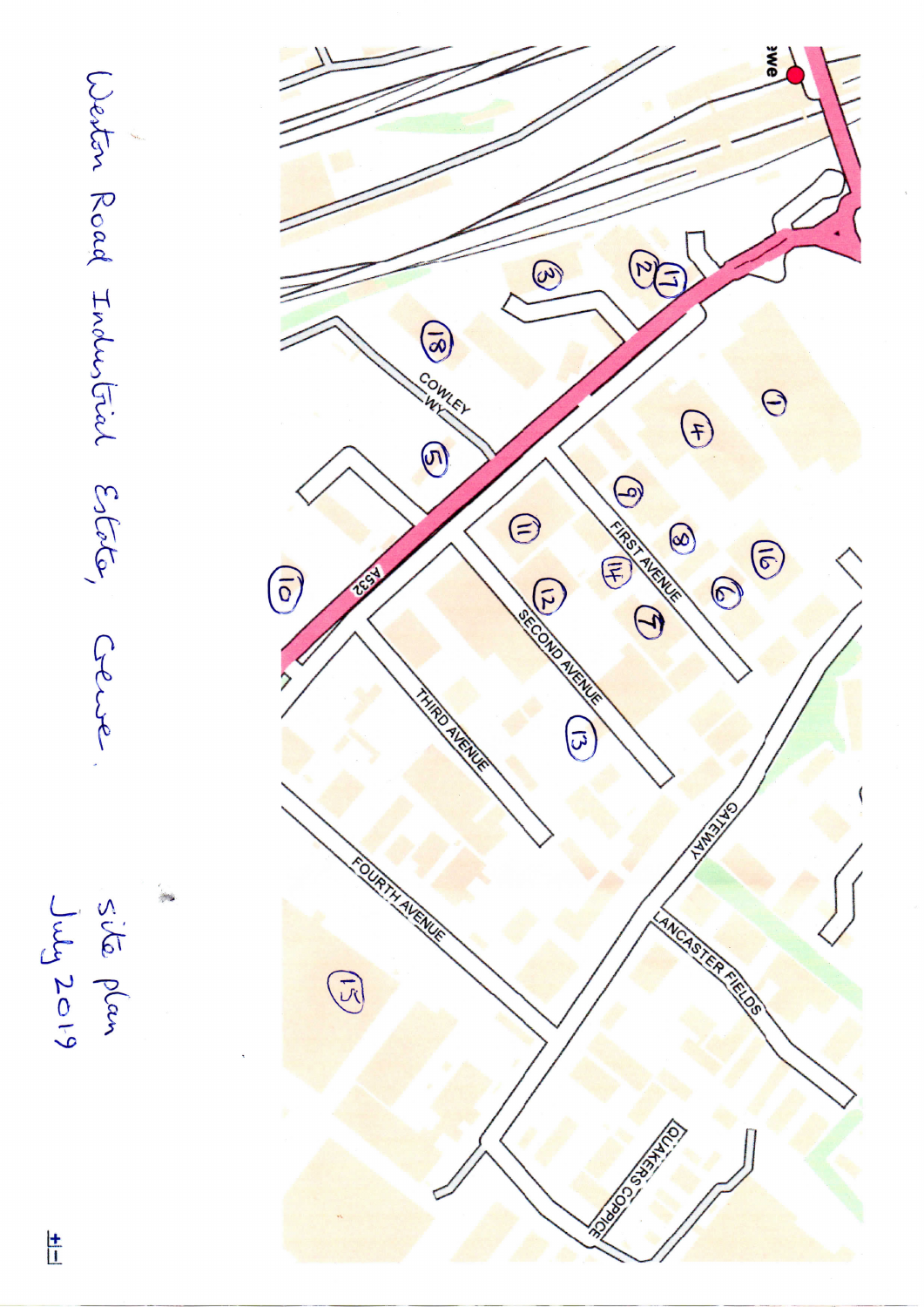Weston Road Industrial Estate, Crewe.

site plan

July 2019

COWLEY WY

A532

FIRST AVENUE

SECOND AVENUE

THIRD AVENUE

FOURTH AVENUE

GATEWAY

LANCASTER FIELDS

QUAKERS COPPICE

1
2
3
4
5
6
7
8
9
10
11
12
13
14
15
16
17
18